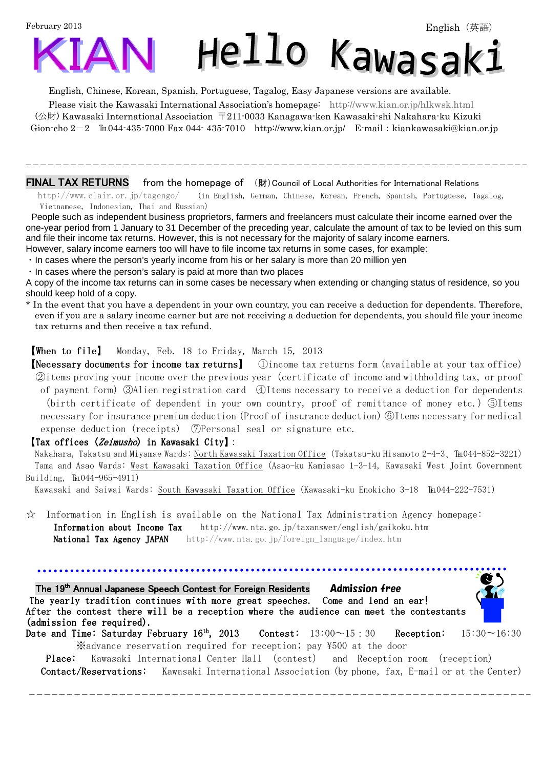February 2013

English（英語）

# KIAN Hello Kawasaki

English, Chinese, Korean, Spanish, Portuguese, Tagalog, Easy Japanese versions are available.

Please visit the Kawasaki International Association's homepage: http://www.kian.or.jp/hlkwsk.html

(公財) Kawasaki International Association 〒211-0033 Kanagawa-ken Kawasaki-shi Nakahara-ku Kizuki Gion-cho 2－2 ℡044-435-7000 Fax 044- 435-7010 http://www.kian.or.jp/ E-mail：kiankawasaki@kian.or.jp

---

## FINAL TAX RETURNS

from the homepage of (財)Council of Local Authorities for International Relations

http://www.clair.or.jp/tagengo/ (in English, German, Chinese, Korean, French, Spanish, Portuguese, Tagalog, Vietnamese, Indonesian, Thai and Russian)

People such as independent business proprietors, farmers and freelancers must calculate their income earned over the one-year period from 1 January to 31 December of the preceding year, calculate the amount of tax to be levied on this sum and file their income tax returns. However, this is not necessary for the majority of salary income earners.
However, salary income earners too will have to file income tax returns in some cases, for example:

・In cases where the person's yearly income from his or her salary is more than 20 million yen
・In cases where the person's salary is paid at more than two places

A copy of the income tax returns can in some cases be necessary when extending or changing status of residence, so you should keep hold of a copy.

\* In the event that you have a dependent in your own country, you can receive a deduction for dependents. Therefore, even if you are a salary income earner but are not receiving a deduction for dependents, you should file your income tax returns and then receive a tax refund.

**【When to file】** Monday, Feb. 18 to Friday, March 15, 2013

**【Necessary documents for income tax returns】** ①income tax returns form (available at your tax office) ②items proving your income over the previous year (certificate of income and withholding tax, or proof of payment form) ③Alien registration card ④Items necessary to receive a deduction for dependents (birth certificate of dependent in your own country, proof of remittance of money etc.) ⑤Items necessary for insurance premium deduction (Proof of insurance deduction) ⑥Items necessary for medical expense deduction (receipts) ⑦Personal seal or signature etc.

**【Tax offices (*Zeimusho*) in Kawasaki City】**:

Nakahara, Takatsu and Miyamae Wards: North Kawasaki Taxation Office (Takatsu-ku Hisamoto 2-4-3、℡044-852-3221)

Tama and Asao Wards: West Kawasaki Taxation Office (Asao-ku Kamiasao 1-3-14, Kawasaki West Joint Government Building, ℡044-965-4911)

Kawasaki and Saiwai Wards: South Kawasaki Taxation Office (Kawasaki-ku Enokicho 3-18 ℡044-222-7531)

☆ Information in English is available on the National Tax Administration Agency homepage:

**Information about Income Tax** http://www.nta.go.jp/taxanswer/english/gaikoku.htm

**National Tax Agency JAPAN** http://www.nta.go.jp/foreign_language/index.htm

---

## The 19th Annual Japanese Speech Contest for Foreign Residents

***Admission free***

The yearly tradition continues with more great speeches. Come and lend an ear!
After the contest there will be a reception where the audience can meet the contestants (admission fee required).

Date and Time: Saturday February 16th, 2013 Contest: 13:00～15：30 Reception: 15:30～16:30

※advance reservation required for reception; pay ¥500 at the door

Place: Kawasaki International Center Hall (contest) and Reception room (reception)

Contact/Reservations: Kawasaki International Association (by phone, fax, E-mail or at the Center)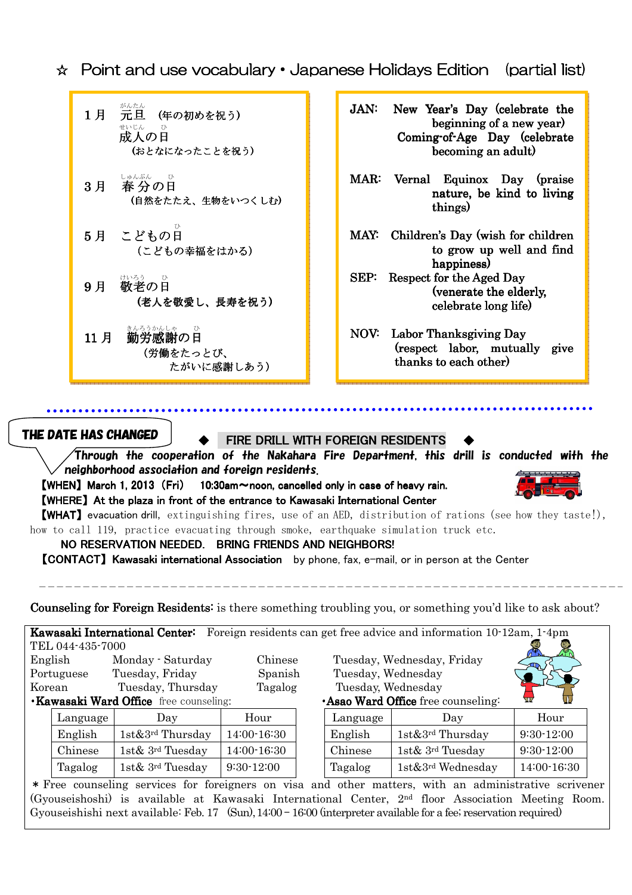## ☆ Point and use vocabulary・Japanese Holidays Edition (partial list)

| | |
|---|---|
| 1月 元旦（がんたん） （年の初めを祝う）<br>成人の日（せいじんのひ）<br>（おとなになったことを祝う） | JAN: New Year's Day (celebrate the beginning of a new year)<br>Coming-of-Age Day (celebrate becoming an adult) |
| 3月 春分の日（しゅんぶんのひ）<br>（自然をたたえ、生物をいつくしむ） | MAR: Vernal Equinox Day (praise nature, be kind to living things) |
| 5月 こどもの日（ひ）<br>（こどもの幸福をはかる） | MAY: Children's Day (wish for children to grow up well and find happiness) |
| 9月 敬老の日（けいろうのひ）<br>（老人を敬愛し、長寿を祝う） | SEP: Respect for the Aged Day (venerate the elderly, celebrate long life) |
| 11月 勤労感謝の日（きんろうかんしゃのひ）<br>（労働をたっとび、たがいに感謝しあう） | NOV: Labor Thanksgiving Day (respect labor, mutually give thanks to each other) |

---

**THE DATE HAS CHANGED**

### ◆ FIRE DRILL WITH FOREIGN RESIDENTS ◆

***Through the cooperation of the Nakahara Fire Department, this drill is conducted with the neighborhood association and foreign residents.***

【WHEN】March 1, 2013（Fri） 10:30am～noon, cancelled only in case of heavy rain.

【WHERE】At the plaza in front of the entrance to Kawasaki International Center

【WHAT】evacuation drill, extinguishing fires, use of an AED, distribution of rations (see how they taste!), how to call 119, practice evacuating through smoke, earthquake simulation truck etc.

NO RESERVATION NEEDED. BRING FRIENDS AND NEIGHBORS!

【CONTACT】Kawasaki international Association by phone, fax, e-mail, or in person at the Center

---

**Counseling for Foreign Residents:** is there something troubling you, or something you'd like to ask about?

**Kawasaki International Center:** Foreign residents can get free advice and information 10-12am, 1-4pm
TEL 044-435-7000

| | | | |
|---|---|---|---|
| English | Monday - Saturday | Chinese | Tuesday, Wednesday, Friday |
| Portuguese | Tuesday, Friday | Spanish | Tuesday, Wednesday |
| Korean | Tuesday, Thursday | Tagalog | Tuesday, Wednesday |

・**Kawasaki Ward Office** free counseling:

| Language | Day | Hour |
|---|---|---|
| English | 1st&3rd Thursday | 14:00-16:30 |
| Chinese | 1st& 3rd Tuesday | 14:00-16:30 |
| Tagalog | 1st& 3rd Tuesday | 9:30-12:00 |

・**Asao Ward Office** free counseling:

| Language | Day | Hour |
|---|---|---|
| English | 1st&3rd Thursday | 9:30-12:00 |
| Chinese | 1st& 3rd Tuesday | 9:30-12:00 |
| Tagalog | 1st&3rd Wednesday | 14:00-16:30 |

＊Free counseling services for foreigners on visa and other matters, with an administrative scrivener (Gyouseishoshi) is available at Kawasaki International Center, 2nd floor Association Meeting Room. Gyouseishishi next available: Feb. 17 (Sun), 14:00－16:00 (interpreter available for a fee; reservation required)